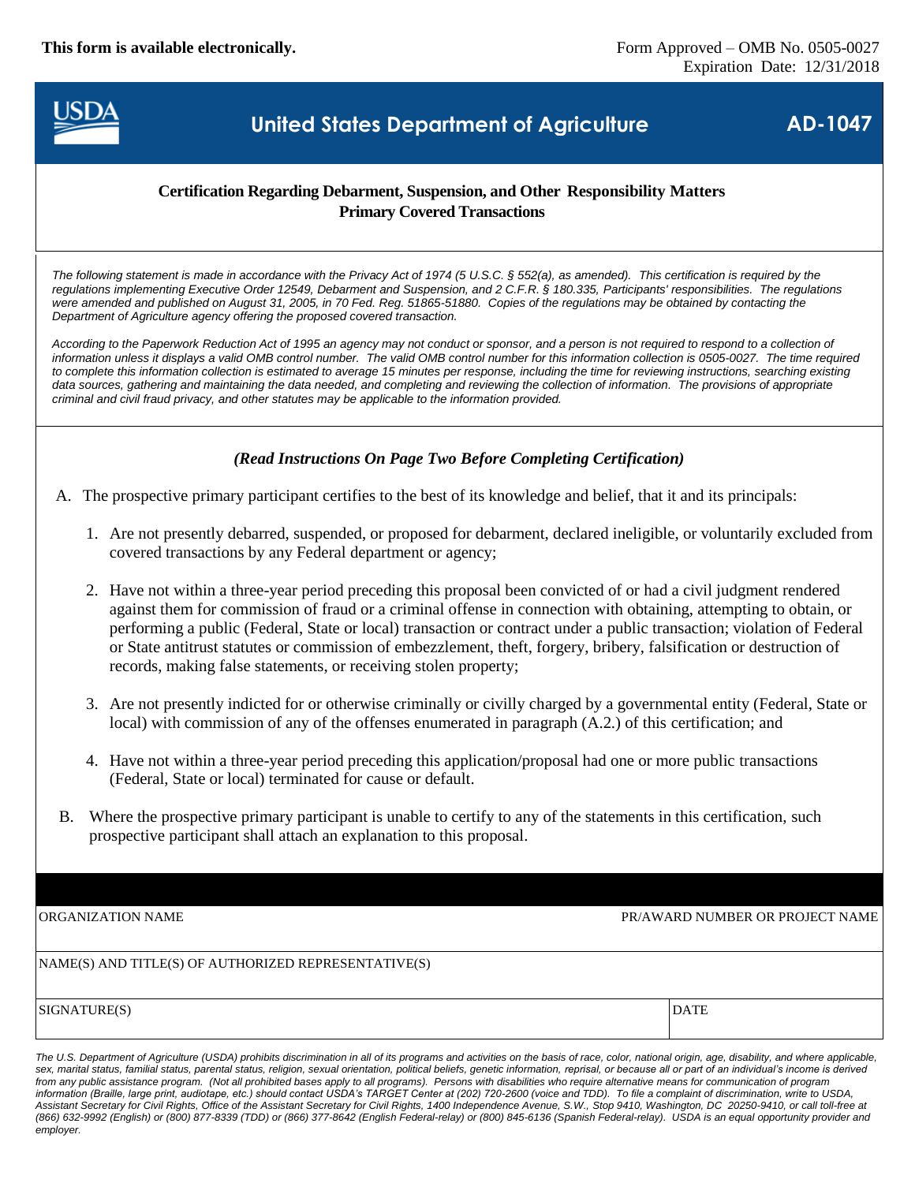**This form is available electronically.**

Form Approved – OMB No. 0505-0027
Expiration Date: 12/31/2018

# United States Department of Agriculture — AD-1047

## Certification Regarding Debarment, Suspension, and Other Responsibility Matters
## Primary Covered Transactions

*The following statement is made in accordance with the Privacy Act of 1974 (5 U.S.C. § 552(a), as amended). This certification is required by the regulations implementing Executive Order 12549, Debarment and Suspension, and 2 C.F.R. § 180.335, Participants' responsibilities. The regulations were amended and published on August 31, 2005, in 70 Fed. Reg. 51865-51880. Copies of the regulations may be obtained by contacting the Department of Agriculture agency offering the proposed covered transaction.*

*According to the Paperwork Reduction Act of 1995 an agency may not conduct or sponsor, and a person is not required to respond to a collection of information unless it displays a valid OMB control number. The valid OMB control number for this information collection is 0505-0027. The time required to complete this information collection is estimated to average 15 minutes per response, including the time for reviewing instructions, searching existing data sources, gathering and maintaining the data needed, and completing and reviewing the collection of information. The provisions of appropriate criminal and civil fraud privacy, and other statutes may be applicable to the information provided.*

***(Read Instructions On Page Two Before Completing Certification)***

A. The prospective primary participant certifies to the best of its knowledge and belief, that it and its principals:

1. Are not presently debarred, suspended, or proposed for debarment, declared ineligible, or voluntarily excluded from covered transactions by any Federal department or agency;

2. Have not within a three-year period preceding this proposal been convicted of or had a civil judgment rendered against them for commission of fraud or a criminal offense in connection with obtaining, attempting to obtain, or performing a public (Federal, State or local) transaction or contract under a public transaction; violation of Federal or State antitrust statutes or commission of embezzlement, theft, forgery, bribery, falsification or destruction of records, making false statements, or receiving stolen property;

3. Are not presently indicted for or otherwise criminally or civilly charged by a governmental entity (Federal, State or local) with commission of any of the offenses enumerated in paragraph (A.2.) of this certification; and

4. Have not within a three-year period preceding this application/proposal had one or more public transactions (Federal, State or local) terminated for cause or default.

B. Where the prospective primary participant is unable to certify to any of the statements in this certification, such prospective participant shall attach an explanation to this proposal.

| ORGANIZATION NAME | PR/AWARD NUMBER OR PROJECT NAME |
|---|---|
| NAME(S) AND TITLE(S) OF AUTHORIZED REPRESENTATIVE(S) | |
| SIGNATURE(S) | DATE |

*The U.S. Department of Agriculture (USDA) prohibits discrimination in all of its programs and activities on the basis of race, color, national origin, age, disability, and where applicable, sex, marital status, familial status, parental status, religion, sexual orientation, political beliefs, genetic information, reprisal, or because all or part of an individual's income is derived from any public assistance program. (Not all prohibited bases apply to all programs). Persons with disabilities who require alternative means for communication of program information (Braille, large print, audiotape, etc.) should contact USDA's TARGET Center at (202) 720-2600 (voice and TDD). To file a complaint of discrimination, write to USDA, Assistant Secretary for Civil Rights, Office of the Assistant Secretary for Civil Rights, 1400 Independence Avenue, S.W., Stop 9410, Washington, DC 20250-9410, or call toll-free at (866) 632-9992 (English) or (800) 877-8339 (TDD) or (866) 377-8642 (English Federal-relay) or (800) 845-6136 (Spanish Federal-relay). USDA is an equal opportunity provider and employer.*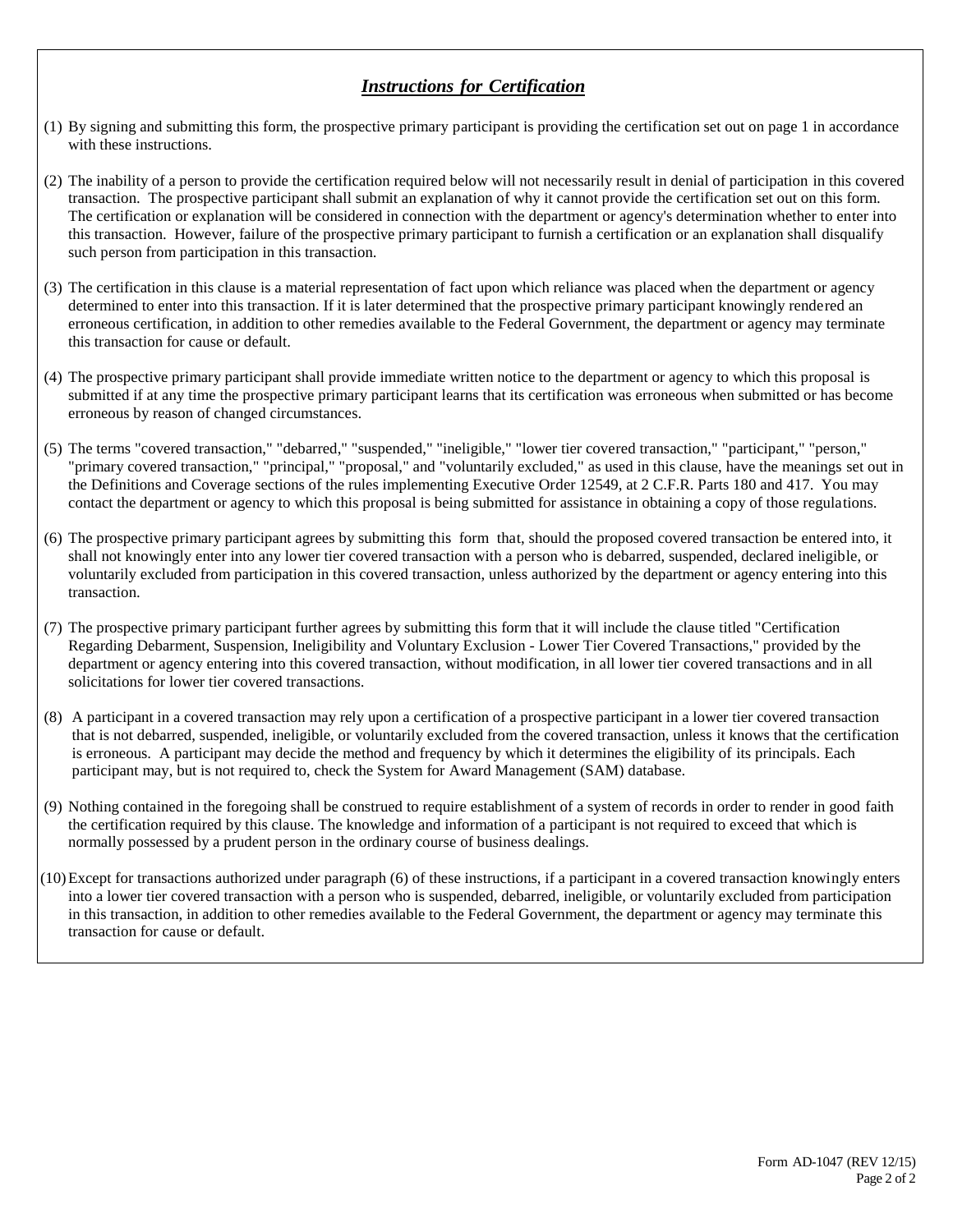## ***Instructions for Certification***

(1) By signing and submitting this form, the prospective primary participant is providing the certification set out on page 1 in accordance with these instructions.

(2) The inability of a person to provide the certification required below will not necessarily result in denial of participation in this covered transaction. The prospective participant shall submit an explanation of why it cannot provide the certification set out on this form. The certification or explanation will be considered in connection with the department or agency's determination whether to enter into this transaction. However, failure of the prospective primary participant to furnish a certification or an explanation shall disqualify such person from participation in this transaction.

(3) The certification in this clause is a material representation of fact upon which reliance was placed when the department or agency determined to enter into this transaction. If it is later determined that the prospective primary participant knowingly rendered an erroneous certification, in addition to other remedies available to the Federal Government, the department or agency may terminate this transaction for cause or default.

(4) The prospective primary participant shall provide immediate written notice to the department or agency to which this proposal is submitted if at any time the prospective primary participant learns that its certification was erroneous when submitted or has become erroneous by reason of changed circumstances.

(5) The terms "covered transaction," "debarred," "suspended," "ineligible," "lower tier covered transaction," "participant," "person," "primary covered transaction," "principal," "proposal," and "voluntarily excluded," as used in this clause, have the meanings set out in the Definitions and Coverage sections of the rules implementing Executive Order 12549, at 2 C.F.R. Parts 180 and 417. You may contact the department or agency to which this proposal is being submitted for assistance in obtaining a copy of those regulations.

(6) The prospective primary participant agrees by submitting this form that, should the proposed covered transaction be entered into, it shall not knowingly enter into any lower tier covered transaction with a person who is debarred, suspended, declared ineligible, or voluntarily excluded from participation in this covered transaction, unless authorized by the department or agency entering into this transaction.

(7) The prospective primary participant further agrees by submitting this form that it will include the clause titled "Certification Regarding Debarment, Suspension, Ineligibility and Voluntary Exclusion - Lower Tier Covered Transactions," provided by the department or agency entering into this covered transaction, without modification, in all lower tier covered transactions and in all solicitations for lower tier covered transactions.

(8) A participant in a covered transaction may rely upon a certification of a prospective participant in a lower tier covered transaction that is not debarred, suspended, ineligible, or voluntarily excluded from the covered transaction, unless it knows that the certification is erroneous. A participant may decide the method and frequency by which it determines the eligibility of its principals. Each participant may, but is not required to, check the System for Award Management (SAM) database.

(9) Nothing contained in the foregoing shall be construed to require establishment of a system of records in order to render in good faith the certification required by this clause. The knowledge and information of a participant is not required to exceed that which is normally possessed by a prudent person in the ordinary course of business dealings.

(10) Except for transactions authorized under paragraph (6) of these instructions, if a participant in a covered transaction knowingly enters into a lower tier covered transaction with a person who is suspended, debarred, ineligible, or voluntarily excluded from participation in this transaction, in addition to other remedies available to the Federal Government, the department or agency may terminate this transaction for cause or default.

Form AD-1047 (REV 12/15)